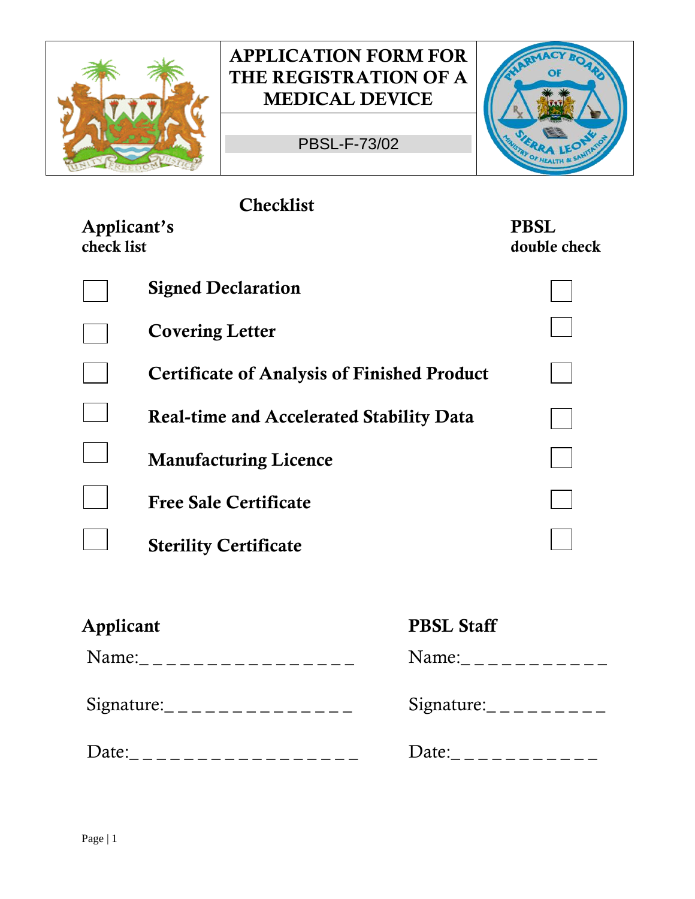# APPLICATION FORM FOR THE REGISTRATION OF A MEDICAL DEVICE

PBSL-F-73/02

## Checklist

| Applicant's check list | | PBSL double check |
|---|---|---|
| ☐ | **Signed Declaration** | ☐ |
| ☐ | **Covering Letter** | ☐ |
| ☐ | **Certificate of Analysis of Finished Product** | ☐ |
| ☐ | **Real-time and Accelerated Stability Data** | ☐ |
| ☐ | **Manufacturing Licence** | ☐ |
| ☐ | **Free Sale Certificate** | ☐ |
| ☐ | **Sterility Certificate** | ☐ |

| **Applicant** | **PBSL Staff** |
|---|---|
| Name:_ _ _ _ _ _ _ _ _ _ _ _ _ _ _ _ | Name:_ _ _ _ _ _ _ _ _ _ _ |
| Signature:_ _ _ _ _ _ _ _ _ _ _ _ _ _ | Signature:_ _ _ _ _ _ _ _ _ |
| Date:_ _ _ _ _ _ _ _ _ _ _ _ _ _ _ _ _ | Date:_ _ _ _ _ _ _ _ _ _ _ |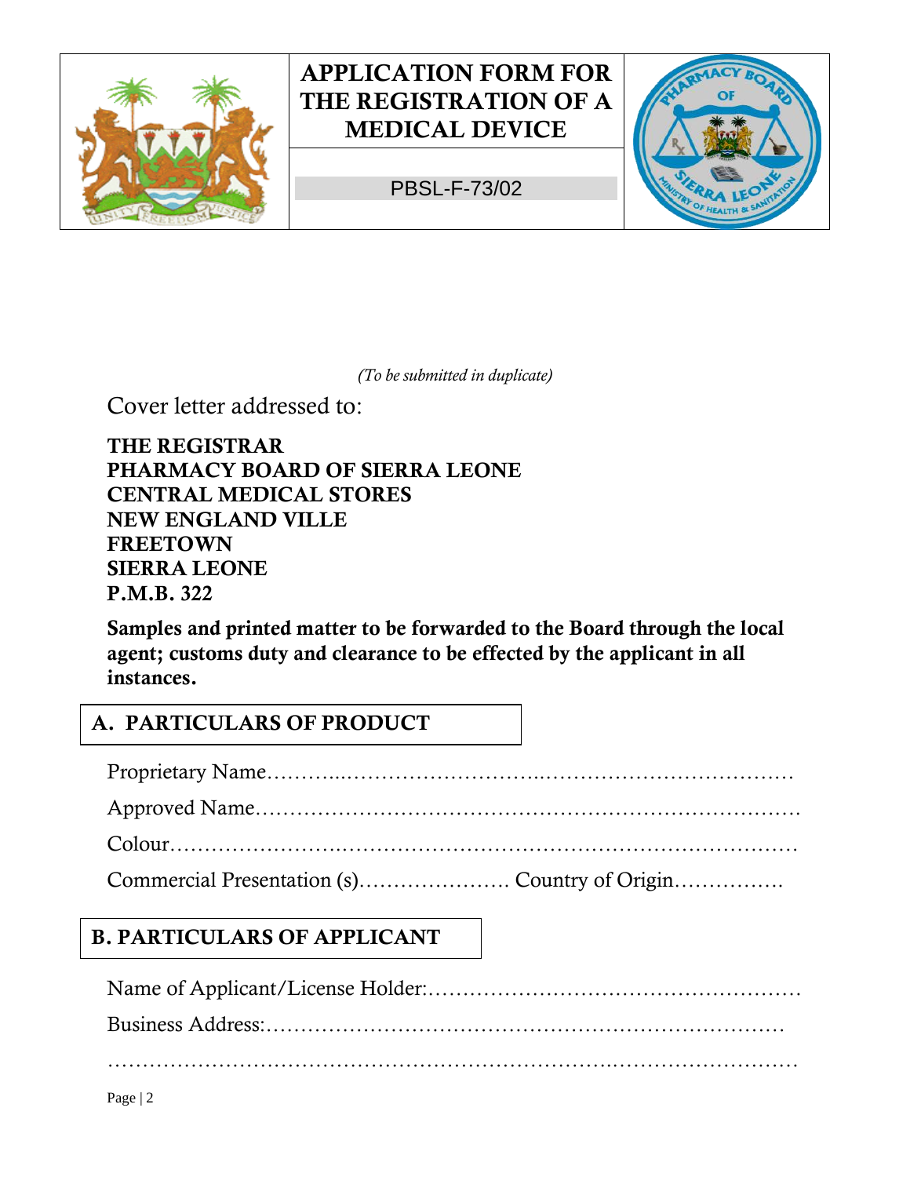# APPLICATION FORM FOR THE REGISTRATION OF A MEDICAL DEVICE

PBSL-F-73/02

*(To be submitted in duplicate)*

Cover letter addressed to:

**THE REGISTRAR**
**PHARMACY BOARD OF SIERRA LEONE**
**CENTRAL MEDICAL STORES**
**NEW ENGLAND VILLE**
**FREETOWN**
**SIERRA LEONE**
**P.M.B. 322**

**Samples and printed matter to be forwarded to the Board through the local agent; customs duty and clearance to be effected by the applicant in all instances.**

## A. PARTICULARS OF PRODUCT

Proprietary Name……….…………………………..………………………………

Approved Name……………………………………………………………………

Colour………………………………………………………………………………

Commercial Presentation (s)…………………. Country of Origin…………….

## B. PARTICULARS OF APPLICANT

Name of Applicant/License Holder:………………………………………………

Business Address:…………………………………………………………………

……………………………………………………………………..………………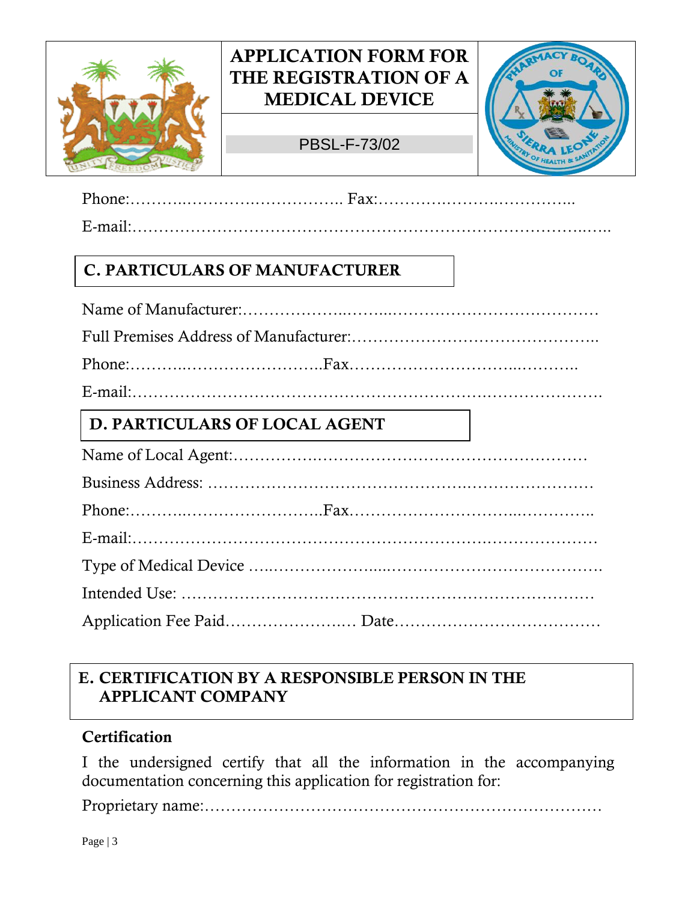Phone:……….………….…………….. Fax:…………….……….……….....

E-mail:……………………………………………………………….……..…..

## C. PARTICULARS OF MANUFACTURER

Name of Manufacturer:………………...……...…………….………….………

Full Premises Address of Manufacturer:………………………………………..

Phone:……..…………………….Fax………………………...………..

E-mail:…………………………………………………………….……………

## D. PARTICULARS OF LOCAL AGENT

Name of Local Agent:…………….……………………………………………

Business Address: ……………………………………….……………………

Phone:……...…………………….Fax……………………………...…………..

E-mail:…………………………………………………………….……………

Type of Medical Device …..…………………...…………………………………….

Intended Use: ……………………………………………………………………

Application Fee Paid…………………..…. Date…………………………………

## E. CERTIFICATION BY A RESPONSIBLE PERSON IN THE APPLICANT COMPANY

**Certification**

I the undersigned certify that all the information in the accompanying documentation concerning this application for registration for:

Proprietary name:…………………………………………………………………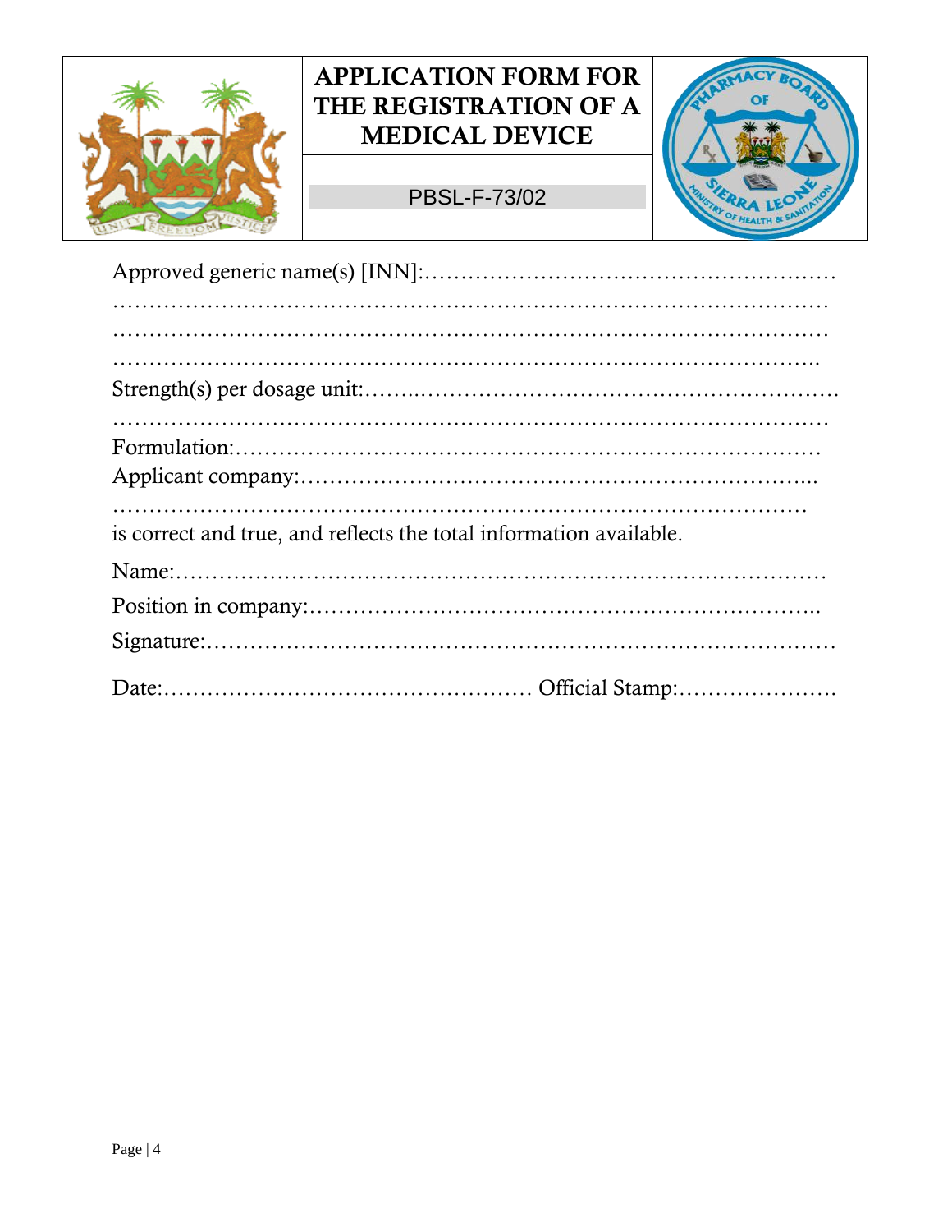| | **APPLICATION FORM FOR THE REGISTRATION OF A MEDICAL DEVICE** | |
|---|---|---|
| | PBSL-F-73/02 | |

Approved generic name(s) [INN]:…………………………………………………
………………………………………………………………………………………
………………………………………………………………………………………
……………………………………………………………………………………..

Strength(s) per dosage unit:……..…………………………………………………
………………………………………………………………………………………

Formulation:…………………………………………………………………………

Applicant company:………………………………………………………………...
……………………………………………………………………………………

is correct and true, and reflects the total information available.

Name:…………………………………………………………………………………

Position in company:……………………………………………………………..

Signature:……………………………………………………………………………

Date:…………………………………………… Official Stamp:………………….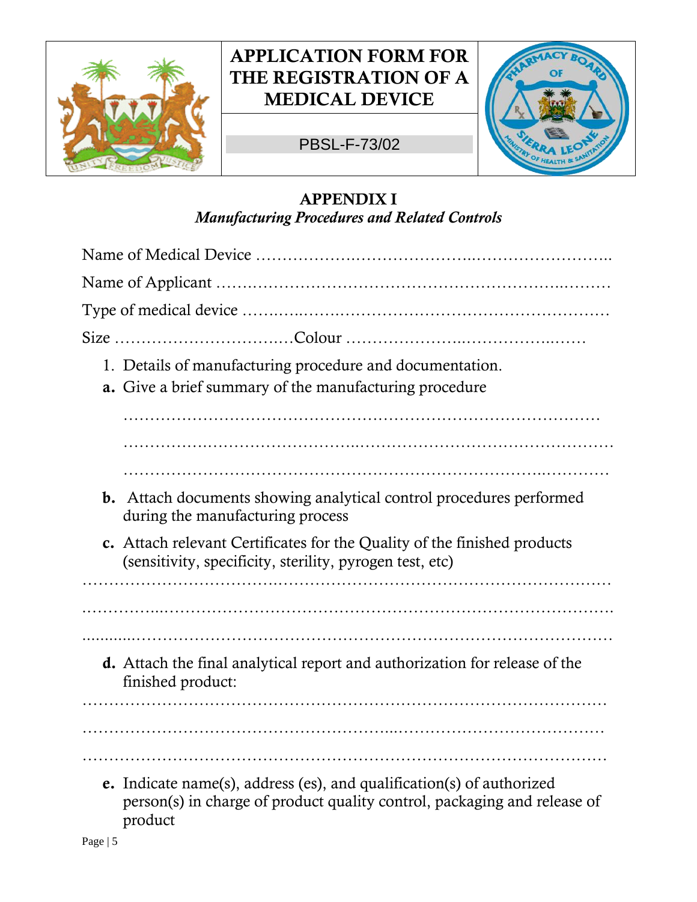| | APPLICATION FORM FOR THE REGISTRATION OF A MEDICAL DEVICE | |
|---|---|---|
| | PBSL-F-73/02 | |

## APPENDIX I

*Manufacturing Procedures and Related Controls*

Name of Medical Device ……………………………………………………………..

Name of Applicant ………………………………………………………………….

Type of medical device …………………………………………………………….

Size ……………………………Colour …………………………………….

1. Details of manufacturing procedure and documentation.

**a.** Give a brief summary of the manufacturing procedure

……………………………………………………………………………………

……………………………………………………………………………………

……………………………………………………………………………………

**b.** Attach documents showing analytical control procedures performed during the manufacturing process

**c.** Attach relevant Certificates for the Quality of the finished products (sensitivity, specificity, sterility, pyrogen test, etc)

……………………………………………………………………………………

……………………………………………………………………………………

……………………………………………………………………………………

**d.** Attach the final analytical report and authorization for release of the finished product:

……………………………………………………………………………………

……………………………………………………………………………………

……………………………………………………………………………………

**e.** Indicate name(s), address (es), and qualification(s) of authorized person(s) in charge of product quality control, packaging and release of product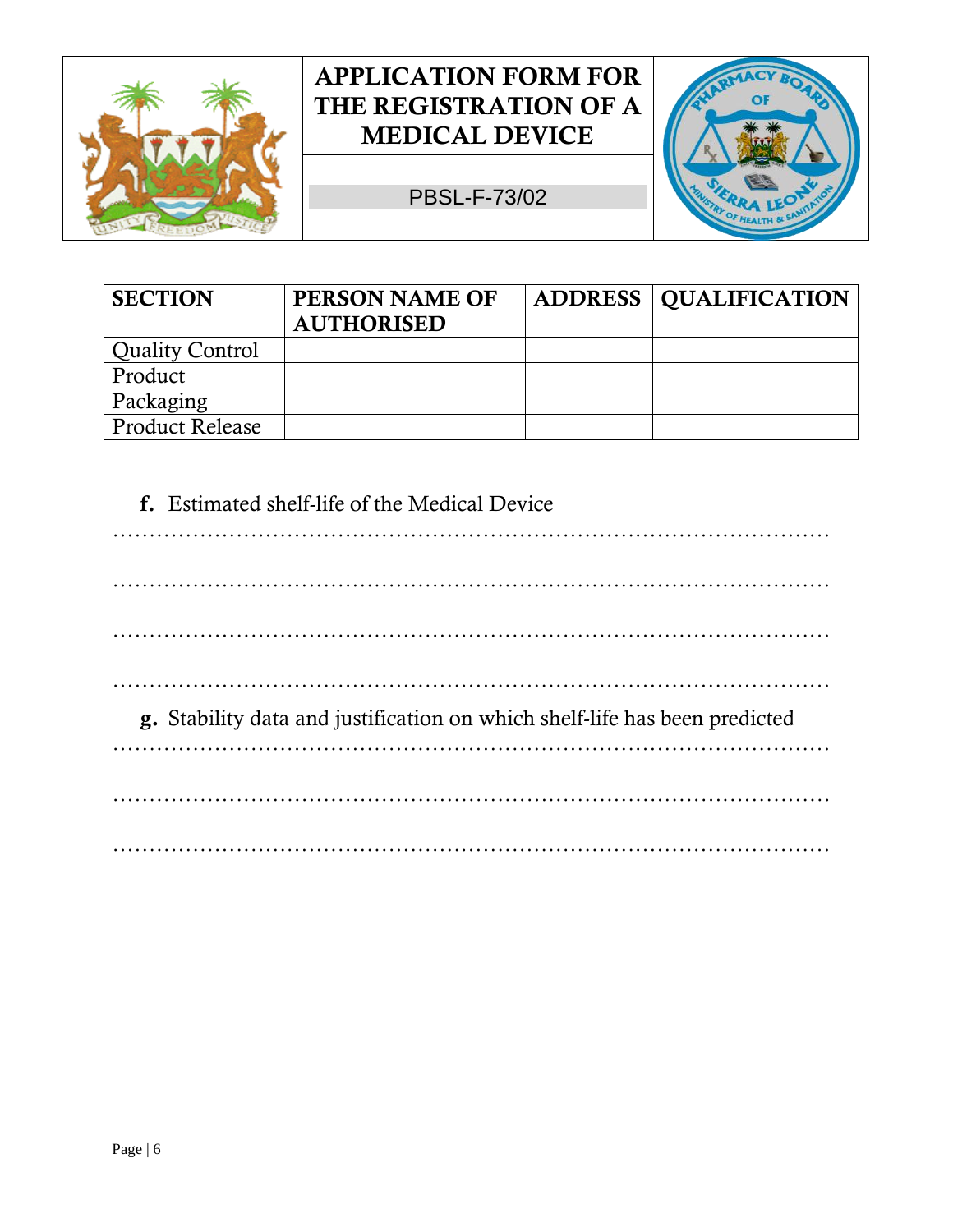# APPLICATION FORM FOR THE REGISTRATION OF A MEDICAL DEVICE

PBSL-F-73/02

| SECTION | PERSON NAME OF AUTHORISED | ADDRESS | QUALIFICATION |
| --- | --- | --- | --- |
| Quality Control | | | |
| Product Packaging | | | |
| Product Release | | | |

**f.** Estimated shelf-life of the Medical Device

…………………………………………………………………………………………

…………………………………………………………………………………………

…………………………………………………………………………………………

…………………………………………………………………………………………

**g.** Stability data and justification on which shelf-life has been predicted

…………………………………………………………………………………………

…………………………………………………………………………………………

…………………………………………………………………………………………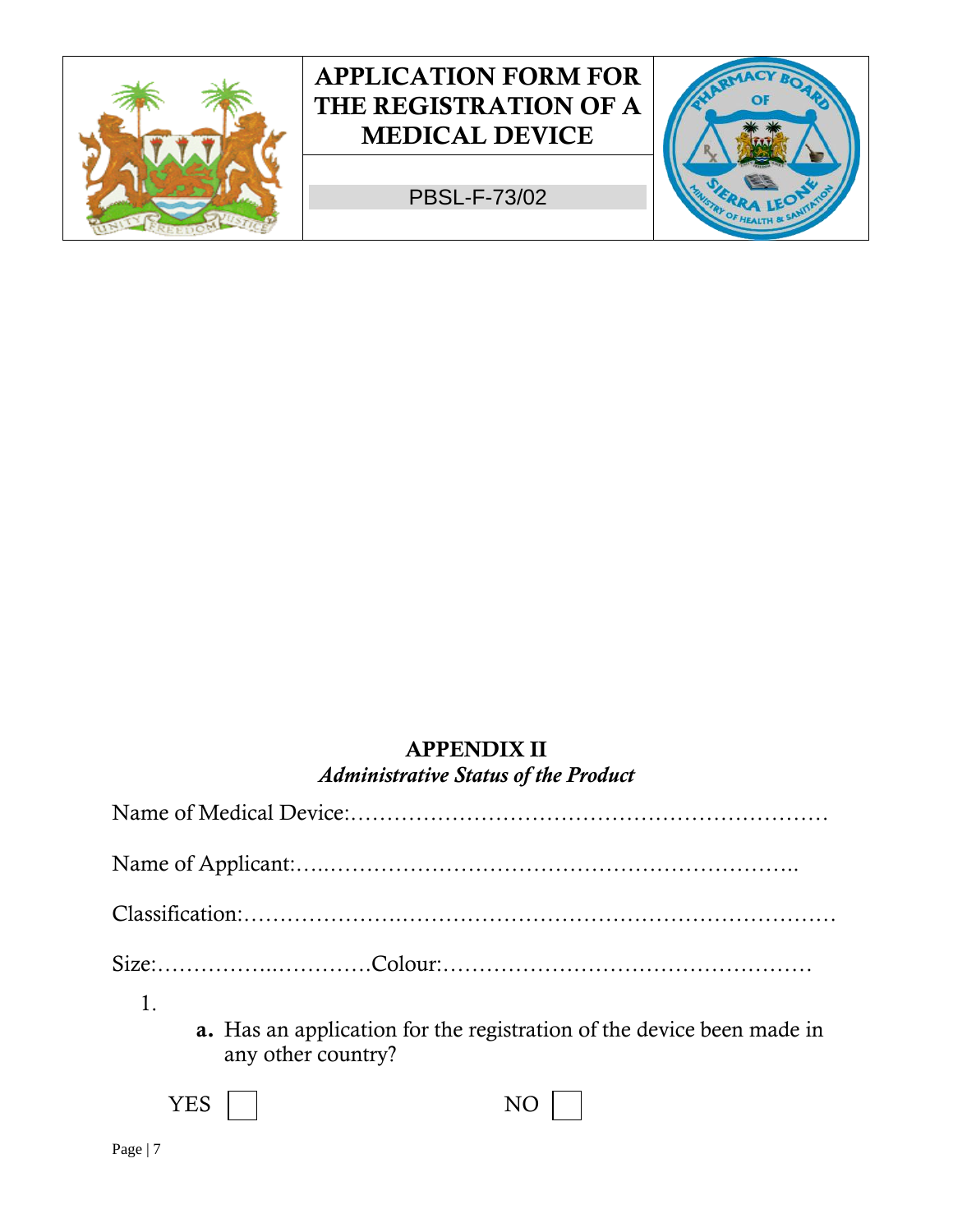| | APPLICATION FORM FOR THE REGISTRATION OF A MEDICAL DEVICE | |
|---|---|---|
| | PBSL-F-73/02 | |

## APPENDIX II

*Administrative Status of the Product*

Name of Medical Device:…………………………………………………………

Name of Applicant:…..…………………………………………………………..

Classification:……………………………………………………………………

Size:…………….…………Colour:……………………………………………

1.
   **a.** Has an application for the registration of the device been made in any other country?

YES ☐ NO ☐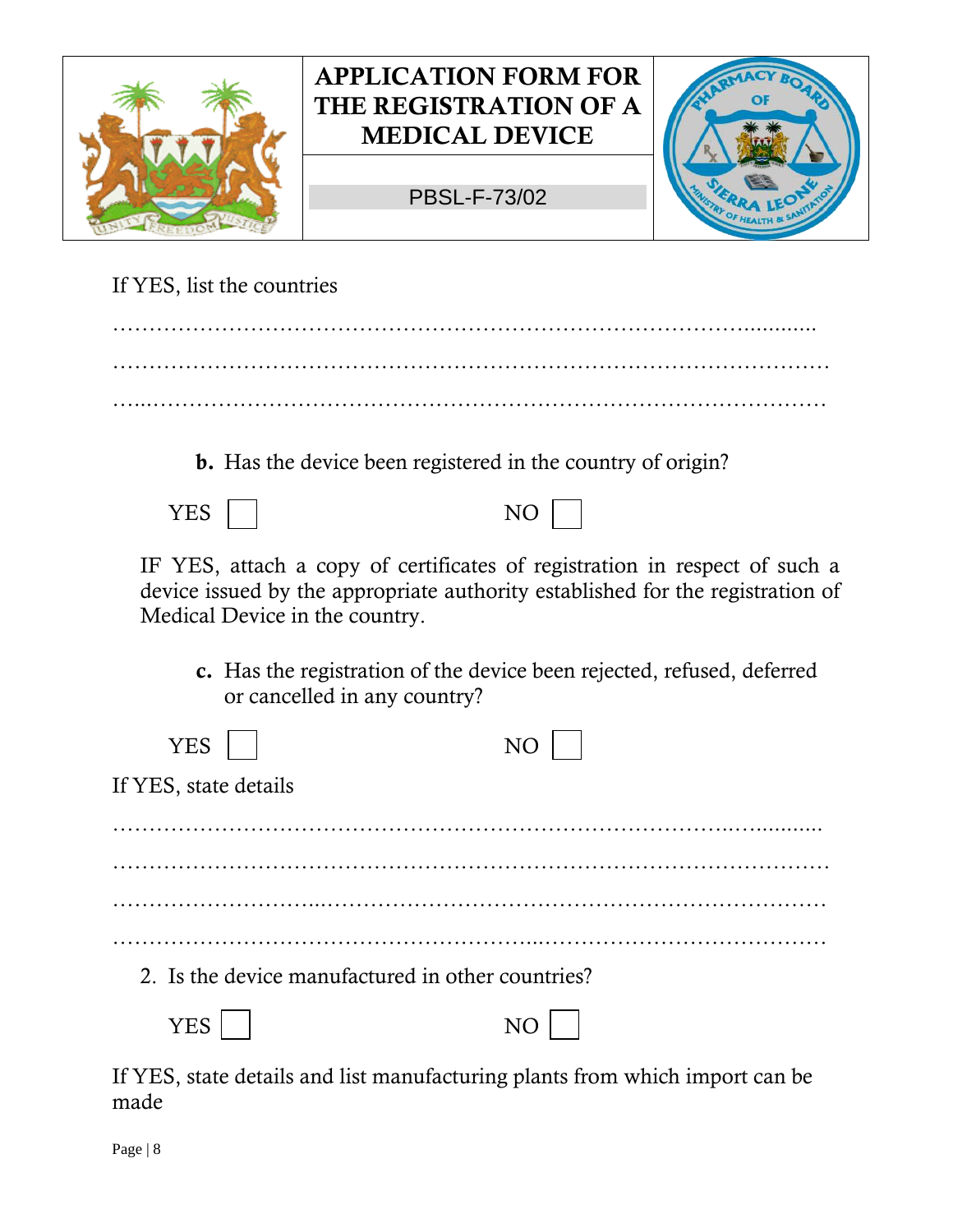If YES, list the countries

…………………………………………………………………………………….........

………………………………………………………………………………………

…...……………………………………………………………………………………

**b.** Has the device been registered in the country of origin?

YES ☐ NO ☐

IF YES, attach a copy of certificates of registration in respect of such a device issued by the appropriate authority established for the registration of Medical Device in the country.

**c.** Has the registration of the device been rejected, refused, deferred or cancelled in any country?

YES ☐ NO ☐

If YES, state details

……………………………………………………………………………..….........

………………………………………………………………………………………

………………………...…………………………………………………………….

………………………………………………...…………………………………….

2. Is the device manufactured in other countries?

YES ☐ NO ☐

If YES, state details and list manufacturing plants from which import can be made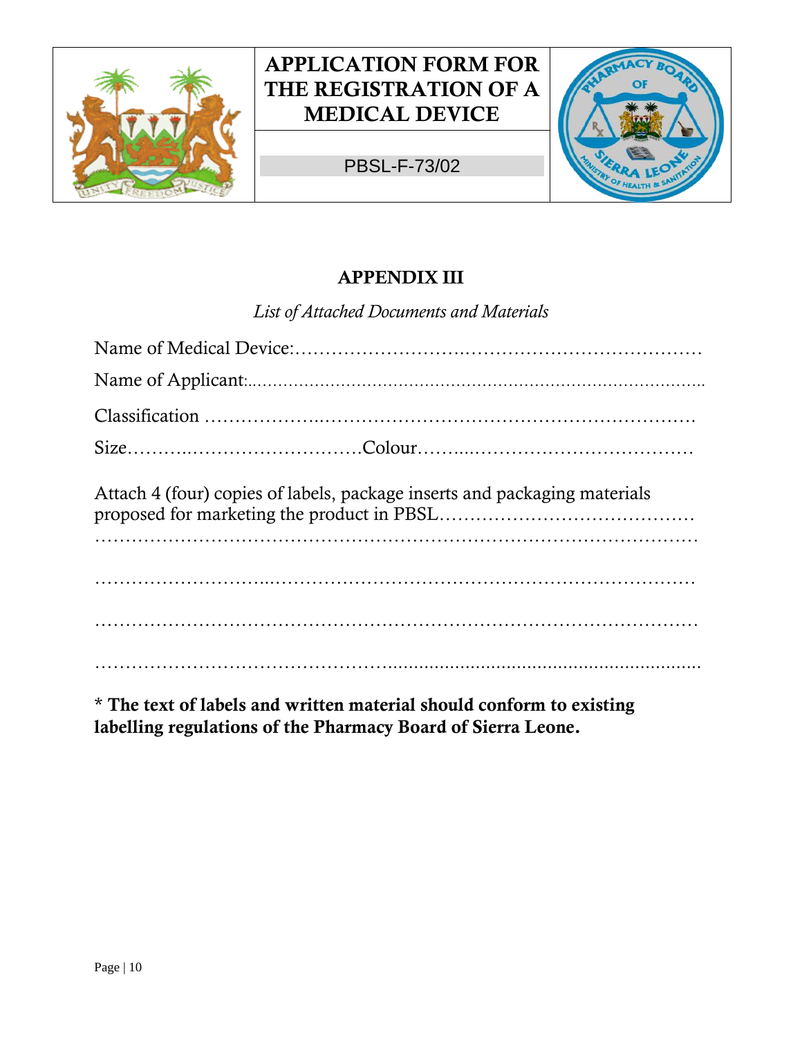# APPLICATION FORM FOR THE REGISTRATION OF A MEDICAL DEVICE

PBSL-F-73/02

## APPENDIX III

*List of Attached Documents and Materials*

Name of Medical Device:……………………….………………………………

Name of Applicant:………………………………………………………………………..

Classification ………………..………………………………………………

Size……….………………………Colour……...………………………………

Attach 4 (four) copies of labels, package inserts and packaging materials proposed for marketing the product in PBSL……………………………………
……………………………………………………………………………………

……………………...…………………………………………………………

……………………………………………………………………………………

……………………………………………………………………………………

**\* The text of labels and written material should conform to existing labelling regulations of the Pharmacy Board of Sierra Leone.**